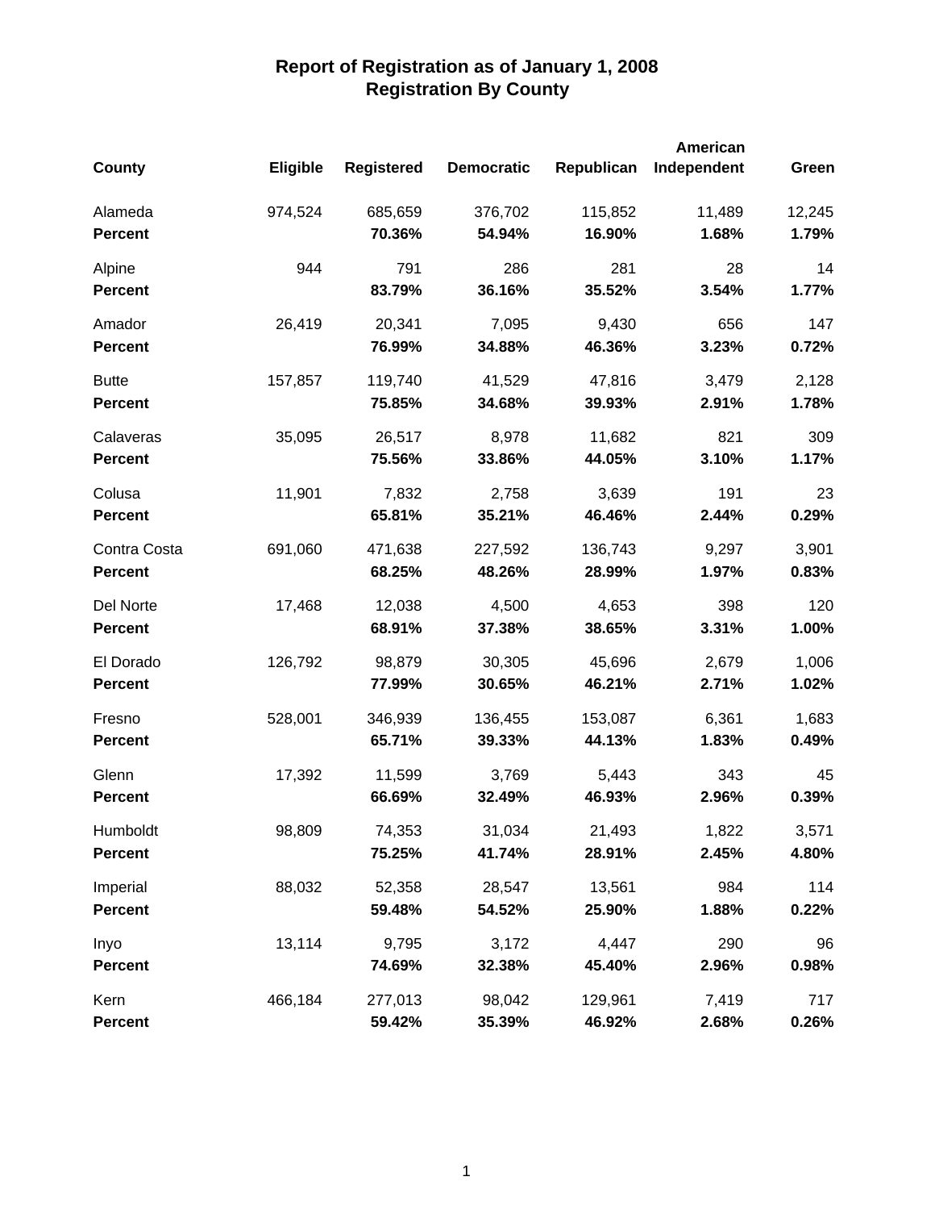# Report of Registration as of January 1, 2008
## Registration By County

| County | Eligible | Registered | Democratic | Republican | American Independent | Green |
|---|---|---|---|---|---|---|
| Alameda | 974,524 | 685,659 | 376,702 | 115,852 | 11,489 | 12,245 |
| **Percent** | | **70.36%** | **54.94%** | **16.90%** | **1.68%** | **1.79%** |
| Alpine | 944 | 791 | 286 | 281 | 28 | 14 |
| **Percent** | | **83.79%** | **36.16%** | **35.52%** | **3.54%** | **1.77%** |
| Amador | 26,419 | 20,341 | 7,095 | 9,430 | 656 | 147 |
| **Percent** | | **76.99%** | **34.88%** | **46.36%** | **3.23%** | **0.72%** |
| Butte | 157,857 | 119,740 | 41,529 | 47,816 | 3,479 | 2,128 |
| **Percent** | | **75.85%** | **34.68%** | **39.93%** | **2.91%** | **1.78%** |
| Calaveras | 35,095 | 26,517 | 8,978 | 11,682 | 821 | 309 |
| **Percent** | | **75.56%** | **33.86%** | **44.05%** | **3.10%** | **1.17%** |
| Colusa | 11,901 | 7,832 | 2,758 | 3,639 | 191 | 23 |
| **Percent** | | **65.81%** | **35.21%** | **46.46%** | **2.44%** | **0.29%** |
| Contra Costa | 691,060 | 471,638 | 227,592 | 136,743 | 9,297 | 3,901 |
| **Percent** | | **68.25%** | **48.26%** | **28.99%** | **1.97%** | **0.83%** |
| Del Norte | 17,468 | 12,038 | 4,500 | 4,653 | 398 | 120 |
| **Percent** | | **68.91%** | **37.38%** | **38.65%** | **3.31%** | **1.00%** |
| El Dorado | 126,792 | 98,879 | 30,305 | 45,696 | 2,679 | 1,006 |
| **Percent** | | **77.99%** | **30.65%** | **46.21%** | **2.71%** | **1.02%** |
| Fresno | 528,001 | 346,939 | 136,455 | 153,087 | 6,361 | 1,683 |
| **Percent** | | **65.71%** | **39.33%** | **44.13%** | **1.83%** | **0.49%** |
| Glenn | 17,392 | 11,599 | 3,769 | 5,443 | 343 | 45 |
| **Percent** | | **66.69%** | **32.49%** | **46.93%** | **2.96%** | **0.39%** |
| Humboldt | 98,809 | 74,353 | 31,034 | 21,493 | 1,822 | 3,571 |
| **Percent** | | **75.25%** | **41.74%** | **28.91%** | **2.45%** | **4.80%** |
| Imperial | 88,032 | 52,358 | 28,547 | 13,561 | 984 | 114 |
| **Percent** | | **59.48%** | **54.52%** | **25.90%** | **1.88%** | **0.22%** |
| Inyo | 13,114 | 9,795 | 3,172 | 4,447 | 290 | 96 |
| **Percent** | | **74.69%** | **32.38%** | **45.40%** | **2.96%** | **0.98%** |
| Kern | 466,184 | 277,013 | 98,042 | 129,961 | 7,419 | 717 |
| **Percent** | | **59.42%** | **35.39%** | **46.92%** | **2.68%** | **0.26%** |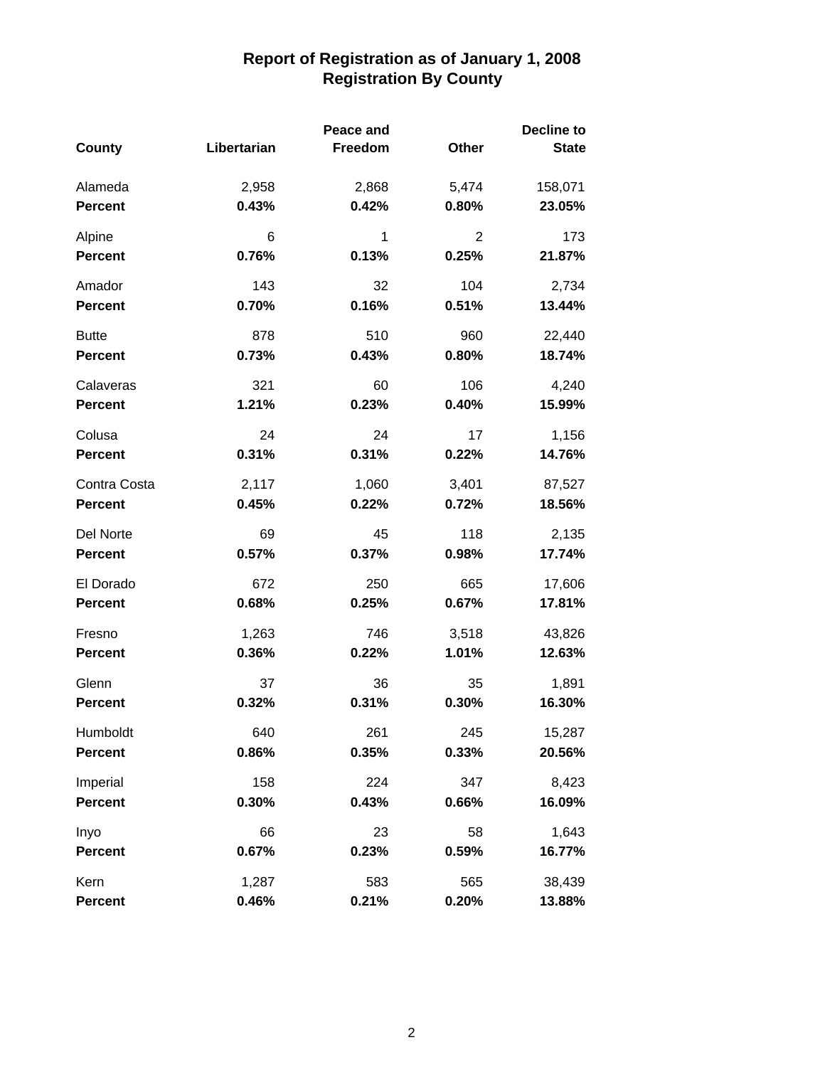# Report of Registration as of January 1, 2008
## Registration By County

| County | Libertarian | Peace and Freedom | Other | Decline to State |
|---|---|---|---|---|
| Alameda | 2,958 | 2,868 | 5,474 | 158,071 |
| **Percent** | **0.43%** | **0.42%** | **0.80%** | **23.05%** |
| Alpine | 6 | 1 | 2 | 173 |
| **Percent** | **0.76%** | **0.13%** | **0.25%** | **21.87%** |
| Amador | 143 | 32 | 104 | 2,734 |
| **Percent** | **0.70%** | **0.16%** | **0.51%** | **13.44%** |
| Butte | 878 | 510 | 960 | 22,440 |
| **Percent** | **0.73%** | **0.43%** | **0.80%** | **18.74%** |
| Calaveras | 321 | 60 | 106 | 4,240 |
| **Percent** | **1.21%** | **0.23%** | **0.40%** | **15.99%** |
| Colusa | 24 | 24 | 17 | 1,156 |
| **Percent** | **0.31%** | **0.31%** | **0.22%** | **14.76%** |
| Contra Costa | 2,117 | 1,060 | 3,401 | 87,527 |
| **Percent** | **0.45%** | **0.22%** | **0.72%** | **18.56%** |
| Del Norte | 69 | 45 | 118 | 2,135 |
| **Percent** | **0.57%** | **0.37%** | **0.98%** | **17.74%** |
| El Dorado | 672 | 250 | 665 | 17,606 |
| **Percent** | **0.68%** | **0.25%** | **0.67%** | **17.81%** |
| Fresno | 1,263 | 746 | 3,518 | 43,826 |
| **Percent** | **0.36%** | **0.22%** | **1.01%** | **12.63%** |
| Glenn | 37 | 36 | 35 | 1,891 |
| **Percent** | **0.32%** | **0.31%** | **0.30%** | **16.30%** |
| Humboldt | 640 | 261 | 245 | 15,287 |
| **Percent** | **0.86%** | **0.35%** | **0.33%** | **20.56%** |
| Imperial | 158 | 224 | 347 | 8,423 |
| **Percent** | **0.30%** | **0.43%** | **0.66%** | **16.09%** |
| Inyo | 66 | 23 | 58 | 1,643 |
| **Percent** | **0.67%** | **0.23%** | **0.59%** | **16.77%** |
| Kern | 1,287 | 583 | 565 | 38,439 |
| **Percent** | **0.46%** | **0.21%** | **0.20%** | **13.88%** |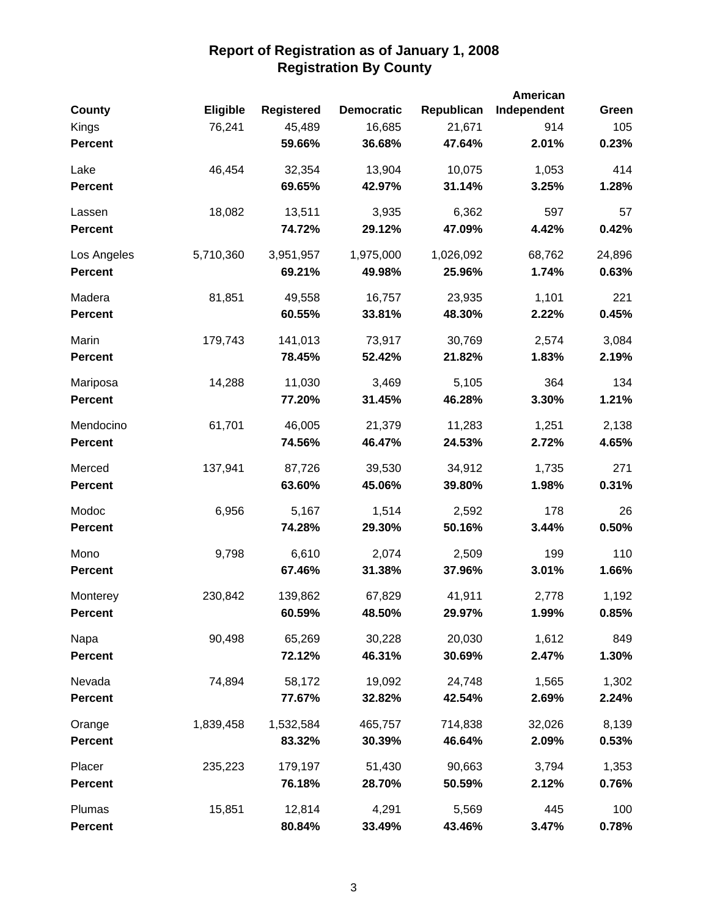## Report of Registration as of January 1, 2008
## Registration By County

| County | Eligible | Registered | Democratic | Republican | American Independent | Green |
|---|---|---|---|---|---|---|
| Kings | 76,241 | 45,489 | 16,685 | 21,671 | 914 | 105 |
| **Percent** | | **59.66%** | **36.68%** | **47.64%** | **2.01%** | **0.23%** |
| Lake | 46,454 | 32,354 | 13,904 | 10,075 | 1,053 | 414 |
| **Percent** | | **69.65%** | **42.97%** | **31.14%** | **3.25%** | **1.28%** |
| Lassen | 18,082 | 13,511 | 3,935 | 6,362 | 597 | 57 |
| **Percent** | | **74.72%** | **29.12%** | **47.09%** | **4.42%** | **0.42%** |
| Los Angeles | 5,710,360 | 3,951,957 | 1,975,000 | 1,026,092 | 68,762 | 24,896 |
| **Percent** | | **69.21%** | **49.98%** | **25.96%** | **1.74%** | **0.63%** |
| Madera | 81,851 | 49,558 | 16,757 | 23,935 | 1,101 | 221 |
| **Percent** | | **60.55%** | **33.81%** | **48.30%** | **2.22%** | **0.45%** |
| Marin | 179,743 | 141,013 | 73,917 | 30,769 | 2,574 | 3,084 |
| **Percent** | | **78.45%** | **52.42%** | **21.82%** | **1.83%** | **2.19%** |
| Mariposa | 14,288 | 11,030 | 3,469 | 5,105 | 364 | 134 |
| **Percent** | | **77.20%** | **31.45%** | **46.28%** | **3.30%** | **1.21%** |
| Mendocino | 61,701 | 46,005 | 21,379 | 11,283 | 1,251 | 2,138 |
| **Percent** | | **74.56%** | **46.47%** | **24.53%** | **2.72%** | **4.65%** |
| Merced | 137,941 | 87,726 | 39,530 | 34,912 | 1,735 | 271 |
| **Percent** | | **63.60%** | **45.06%** | **39.80%** | **1.98%** | **0.31%** |
| Modoc | 6,956 | 5,167 | 1,514 | 2,592 | 178 | 26 |
| **Percent** | | **74.28%** | **29.30%** | **50.16%** | **3.44%** | **0.50%** |
| Mono | 9,798 | 6,610 | 2,074 | 2,509 | 199 | 110 |
| **Percent** | | **67.46%** | **31.38%** | **37.96%** | **3.01%** | **1.66%** |
| Monterey | 230,842 | 139,862 | 67,829 | 41,911 | 2,778 | 1,192 |
| **Percent** | | **60.59%** | **48.50%** | **29.97%** | **1.99%** | **0.85%** |
| Napa | 90,498 | 65,269 | 30,228 | 20,030 | 1,612 | 849 |
| **Percent** | | **72.12%** | **46.31%** | **30.69%** | **2.47%** | **1.30%** |
| Nevada | 74,894 | 58,172 | 19,092 | 24,748 | 1,565 | 1,302 |
| **Percent** | | **77.67%** | **32.82%** | **42.54%** | **2.69%** | **2.24%** |
| Orange | 1,839,458 | 1,532,584 | 465,757 | 714,838 | 32,026 | 8,139 |
| **Percent** | | **83.32%** | **30.39%** | **46.64%** | **2.09%** | **0.53%** |
| Placer | 235,223 | 179,197 | 51,430 | 90,663 | 3,794 | 1,353 |
| **Percent** | | **76.18%** | **28.70%** | **50.59%** | **2.12%** | **0.76%** |
| Plumas | 15,851 | 12,814 | 4,291 | 5,569 | 445 | 100 |
| **Percent** | | **80.84%** | **33.49%** | **43.46%** | **3.47%** | **0.78%** |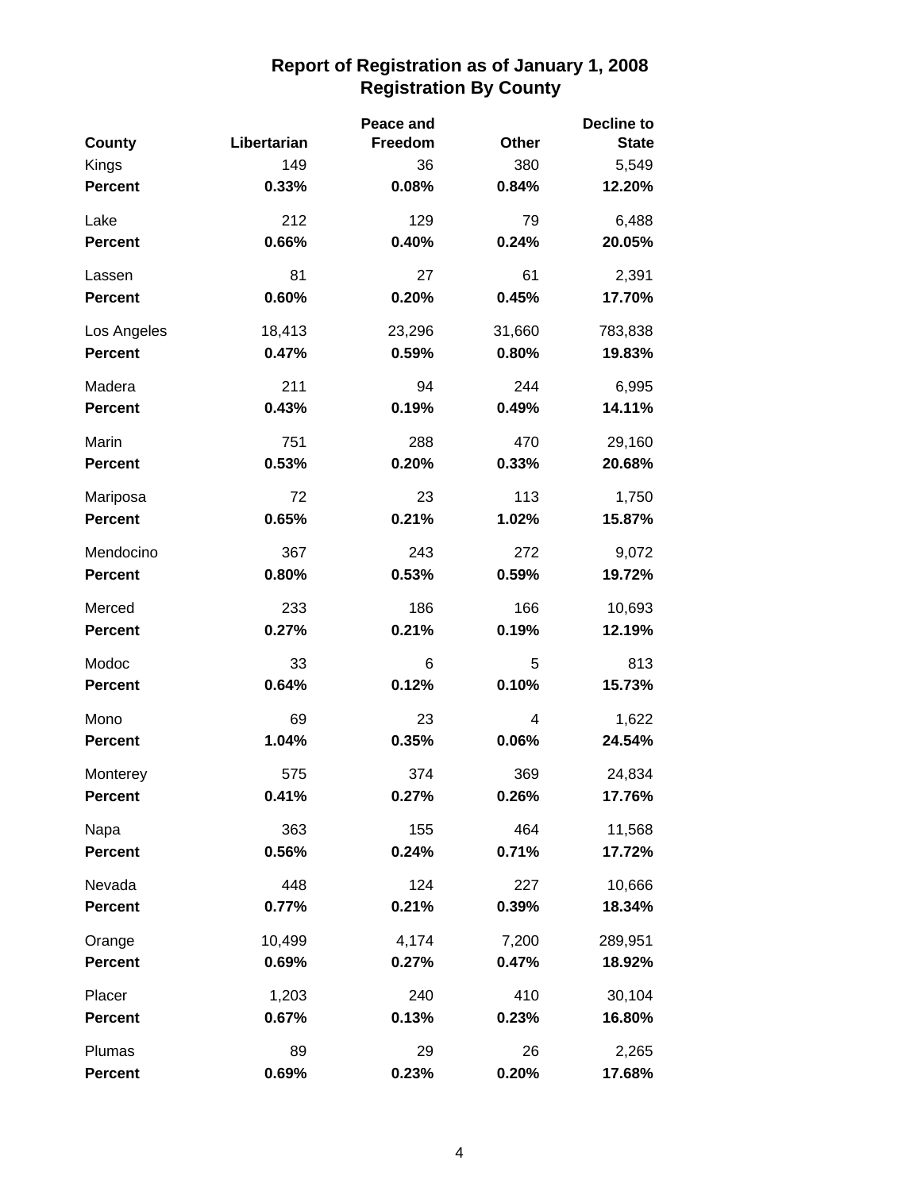# Report of Registration as of January 1, 2008
## Registration By County

| County | Libertarian | Peace and Freedom | Other | Decline to State |
|---|---|---|---|---|
| Kings | 149 | 36 | 380 | 5,549 |
| **Percent** | **0.33%** | **0.08%** | **0.84%** | **12.20%** |
| Lake | 212 | 129 | 79 | 6,488 |
| **Percent** | **0.66%** | **0.40%** | **0.24%** | **20.05%** |
| Lassen | 81 | 27 | 61 | 2,391 |
| **Percent** | **0.60%** | **0.20%** | **0.45%** | **17.70%** |
| Los Angeles | 18,413 | 23,296 | 31,660 | 783,838 |
| **Percent** | **0.47%** | **0.59%** | **0.80%** | **19.83%** |
| Madera | 211 | 94 | 244 | 6,995 |
| **Percent** | **0.43%** | **0.19%** | **0.49%** | **14.11%** |
| Marin | 751 | 288 | 470 | 29,160 |
| **Percent** | **0.53%** | **0.20%** | **0.33%** | **20.68%** |
| Mariposa | 72 | 23 | 113 | 1,750 |
| **Percent** | **0.65%** | **0.21%** | **1.02%** | **15.87%** |
| Mendocino | 367 | 243 | 272 | 9,072 |
| **Percent** | **0.80%** | **0.53%** | **0.59%** | **19.72%** |
| Merced | 233 | 186 | 166 | 10,693 |
| **Percent** | **0.27%** | **0.21%** | **0.19%** | **12.19%** |
| Modoc | 33 | 6 | 5 | 813 |
| **Percent** | **0.64%** | **0.12%** | **0.10%** | **15.73%** |
| Mono | 69 | 23 | 4 | 1,622 |
| **Percent** | **1.04%** | **0.35%** | **0.06%** | **24.54%** |
| Monterey | 575 | 374 | 369 | 24,834 |
| **Percent** | **0.41%** | **0.27%** | **0.26%** | **17.76%** |
| Napa | 363 | 155 | 464 | 11,568 |
| **Percent** | **0.56%** | **0.24%** | **0.71%** | **17.72%** |
| Nevada | 448 | 124 | 227 | 10,666 |
| **Percent** | **0.77%** | **0.21%** | **0.39%** | **18.34%** |
| Orange | 10,499 | 4,174 | 7,200 | 289,951 |
| **Percent** | **0.69%** | **0.27%** | **0.47%** | **18.92%** |
| Placer | 1,203 | 240 | 410 | 30,104 |
| **Percent** | **0.67%** | **0.13%** | **0.23%** | **16.80%** |
| Plumas | 89 | 29 | 26 | 2,265 |
| **Percent** | **0.69%** | **0.23%** | **0.20%** | **17.68%** |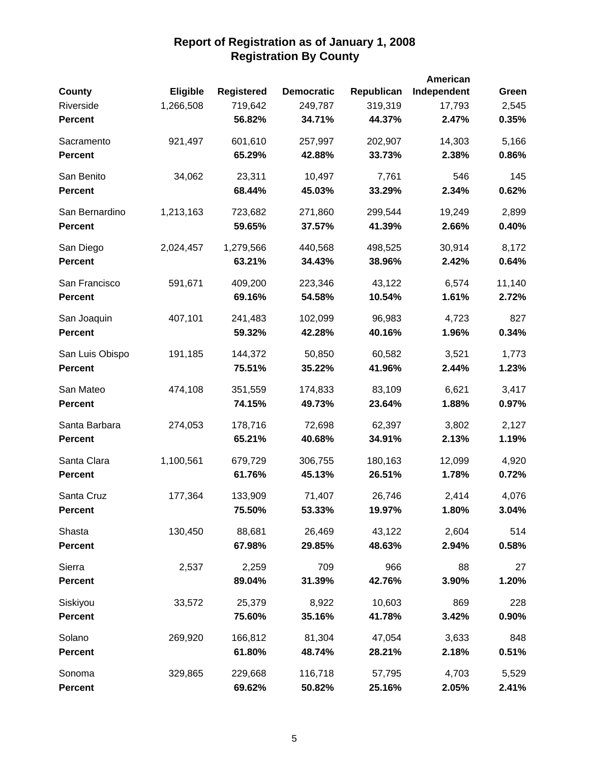## Report of Registration as of January 1, 2008
## Registration By County

| County | Eligible | Registered | Democratic | Republican | American Independent | Green |
|---|---|---|---|---|---|---|
| Riverside | 1,266,508 | 719,642 | 249,787 | 319,319 | 17,793 | 2,545 |
| **Percent** | | **56.82%** | **34.71%** | **44.37%** | **2.47%** | **0.35%** |
| Sacramento | 921,497 | 601,610 | 257,997 | 202,907 | 14,303 | 5,166 |
| **Percent** | | **65.29%** | **42.88%** | **33.73%** | **2.38%** | **0.86%** |
| San Benito | 34,062 | 23,311 | 10,497 | 7,761 | 546 | 145 |
| **Percent** | | **68.44%** | **45.03%** | **33.29%** | **2.34%** | **0.62%** |
| San Bernardino | 1,213,163 | 723,682 | 271,860 | 299,544 | 19,249 | 2,899 |
| **Percent** | | **59.65%** | **37.57%** | **41.39%** | **2.66%** | **0.40%** |
| San Diego | 2,024,457 | 1,279,566 | 440,568 | 498,525 | 30,914 | 8,172 |
| **Percent** | | **63.21%** | **34.43%** | **38.96%** | **2.42%** | **0.64%** |
| San Francisco | 591,671 | 409,200 | 223,346 | 43,122 | 6,574 | 11,140 |
| **Percent** | | **69.16%** | **54.58%** | **10.54%** | **1.61%** | **2.72%** |
| San Joaquin | 407,101 | 241,483 | 102,099 | 96,983 | 4,723 | 827 |
| **Percent** | | **59.32%** | **42.28%** | **40.16%** | **1.96%** | **0.34%** |
| San Luis Obispo | 191,185 | 144,372 | 50,850 | 60,582 | 3,521 | 1,773 |
| **Percent** | | **75.51%** | **35.22%** | **41.96%** | **2.44%** | **1.23%** |
| San Mateo | 474,108 | 351,559 | 174,833 | 83,109 | 6,621 | 3,417 |
| **Percent** | | **74.15%** | **49.73%** | **23.64%** | **1.88%** | **0.97%** |
| Santa Barbara | 274,053 | 178,716 | 72,698 | 62,397 | 3,802 | 2,127 |
| **Percent** | | **65.21%** | **40.68%** | **34.91%** | **2.13%** | **1.19%** |
| Santa Clara | 1,100,561 | 679,729 | 306,755 | 180,163 | 12,099 | 4,920 |
| **Percent** | | **61.76%** | **45.13%** | **26.51%** | **1.78%** | **0.72%** |
| Santa Cruz | 177,364 | 133,909 | 71,407 | 26,746 | 2,414 | 4,076 |
| **Percent** | | **75.50%** | **53.33%** | **19.97%** | **1.80%** | **3.04%** |
| Shasta | 130,450 | 88,681 | 26,469 | 43,122 | 2,604 | 514 |
| **Percent** | | **67.98%** | **29.85%** | **48.63%** | **2.94%** | **0.58%** |
| Sierra | 2,537 | 2,259 | 709 | 966 | 88 | 27 |
| **Percent** | | **89.04%** | **31.39%** | **42.76%** | **3.90%** | **1.20%** |
| Siskiyou | 33,572 | 25,379 | 8,922 | 10,603 | 869 | 228 |
| **Percent** | | **75.60%** | **35.16%** | **41.78%** | **3.42%** | **0.90%** |
| Solano | 269,920 | 166,812 | 81,304 | 47,054 | 3,633 | 848 |
| **Percent** | | **61.80%** | **48.74%** | **28.21%** | **2.18%** | **0.51%** |
| Sonoma | 329,865 | 229,668 | 116,718 | 57,795 | 4,703 | 5,529 |
| **Percent** | | **69.62%** | **50.82%** | **25.16%** | **2.05%** | **2.41%** |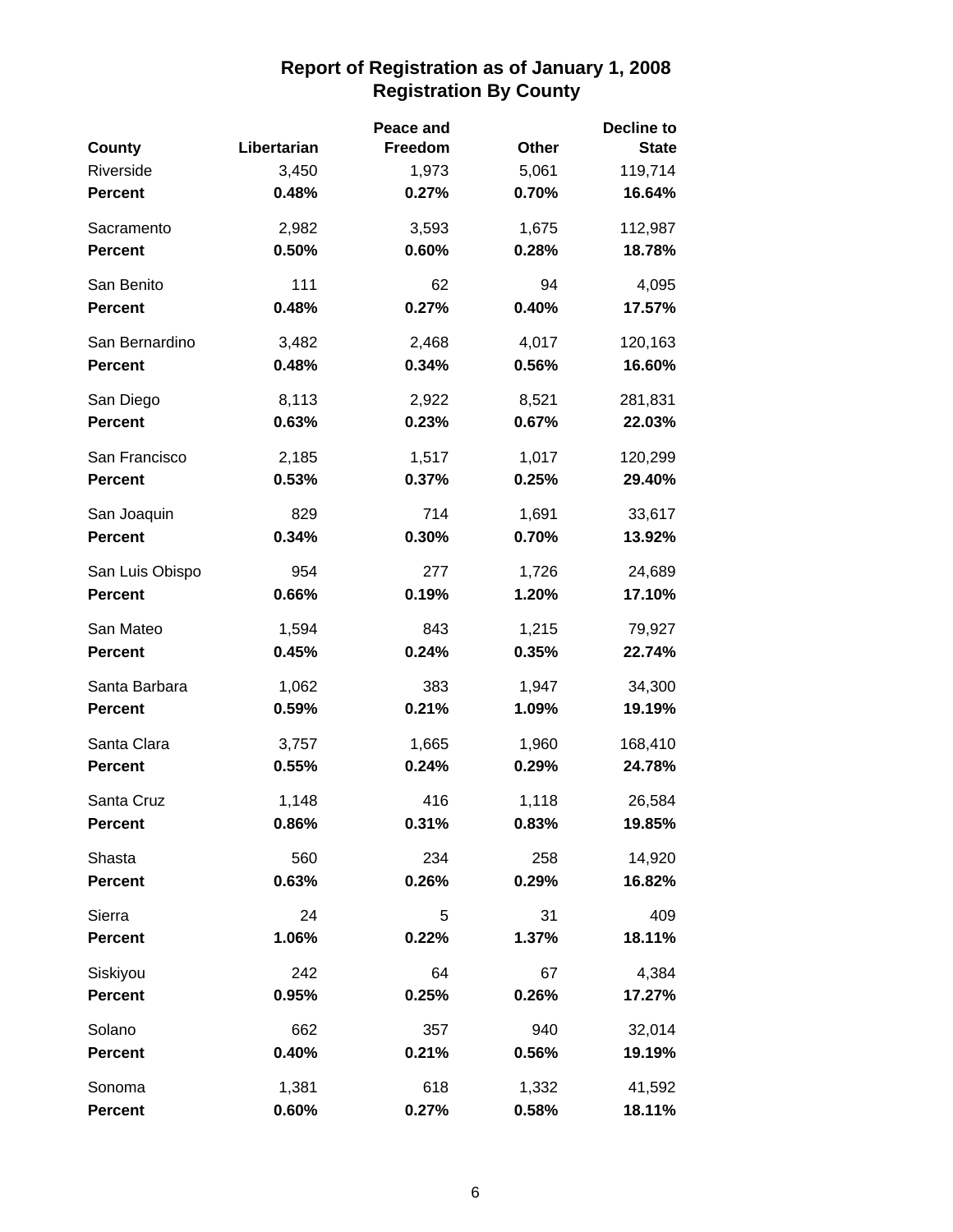# Report of Registration as of January 1, 2008
## Registration By County

| County | Libertarian | Peace and Freedom | Other | Decline to State |
|---|---|---|---|---|
| Riverside | 3,450 | 1,973 | 5,061 | 119,714 |
| **Percent** | **0.48%** | **0.27%** | **0.70%** | **16.64%** |
| Sacramento | 2,982 | 3,593 | 1,675 | 112,987 |
| **Percent** | **0.50%** | **0.60%** | **0.28%** | **18.78%** |
| San Benito | 111 | 62 | 94 | 4,095 |
| **Percent** | **0.48%** | **0.27%** | **0.40%** | **17.57%** |
| San Bernardino | 3,482 | 2,468 | 4,017 | 120,163 |
| **Percent** | **0.48%** | **0.34%** | **0.56%** | **16.60%** |
| San Diego | 8,113 | 2,922 | 8,521 | 281,831 |
| **Percent** | **0.63%** | **0.23%** | **0.67%** | **22.03%** |
| San Francisco | 2,185 | 1,517 | 1,017 | 120,299 |
| **Percent** | **0.53%** | **0.37%** | **0.25%** | **29.40%** |
| San Joaquin | 829 | 714 | 1,691 | 33,617 |
| **Percent** | **0.34%** | **0.30%** | **0.70%** | **13.92%** |
| San Luis Obispo | 954 | 277 | 1,726 | 24,689 |
| **Percent** | **0.66%** | **0.19%** | **1.20%** | **17.10%** |
| San Mateo | 1,594 | 843 | 1,215 | 79,927 |
| **Percent** | **0.45%** | **0.24%** | **0.35%** | **22.74%** |
| Santa Barbara | 1,062 | 383 | 1,947 | 34,300 |
| **Percent** | **0.59%** | **0.21%** | **1.09%** | **19.19%** |
| Santa Clara | 3,757 | 1,665 | 1,960 | 168,410 |
| **Percent** | **0.55%** | **0.24%** | **0.29%** | **24.78%** |
| Santa Cruz | 1,148 | 416 | 1,118 | 26,584 |
| **Percent** | **0.86%** | **0.31%** | **0.83%** | **19.85%** |
| Shasta | 560 | 234 | 258 | 14,920 |
| **Percent** | **0.63%** | **0.26%** | **0.29%** | **16.82%** |
| Sierra | 24 | 5 | 31 | 409 |
| **Percent** | **1.06%** | **0.22%** | **1.37%** | **18.11%** |
| Siskiyou | 242 | 64 | 67 | 4,384 |
| **Percent** | **0.95%** | **0.25%** | **0.26%** | **17.27%** |
| Solano | 662 | 357 | 940 | 32,014 |
| **Percent** | **0.40%** | **0.21%** | **0.56%** | **19.19%** |
| Sonoma | 1,381 | 618 | 1,332 | 41,592 |
| **Percent** | **0.60%** | **0.27%** | **0.58%** | **18.11%** |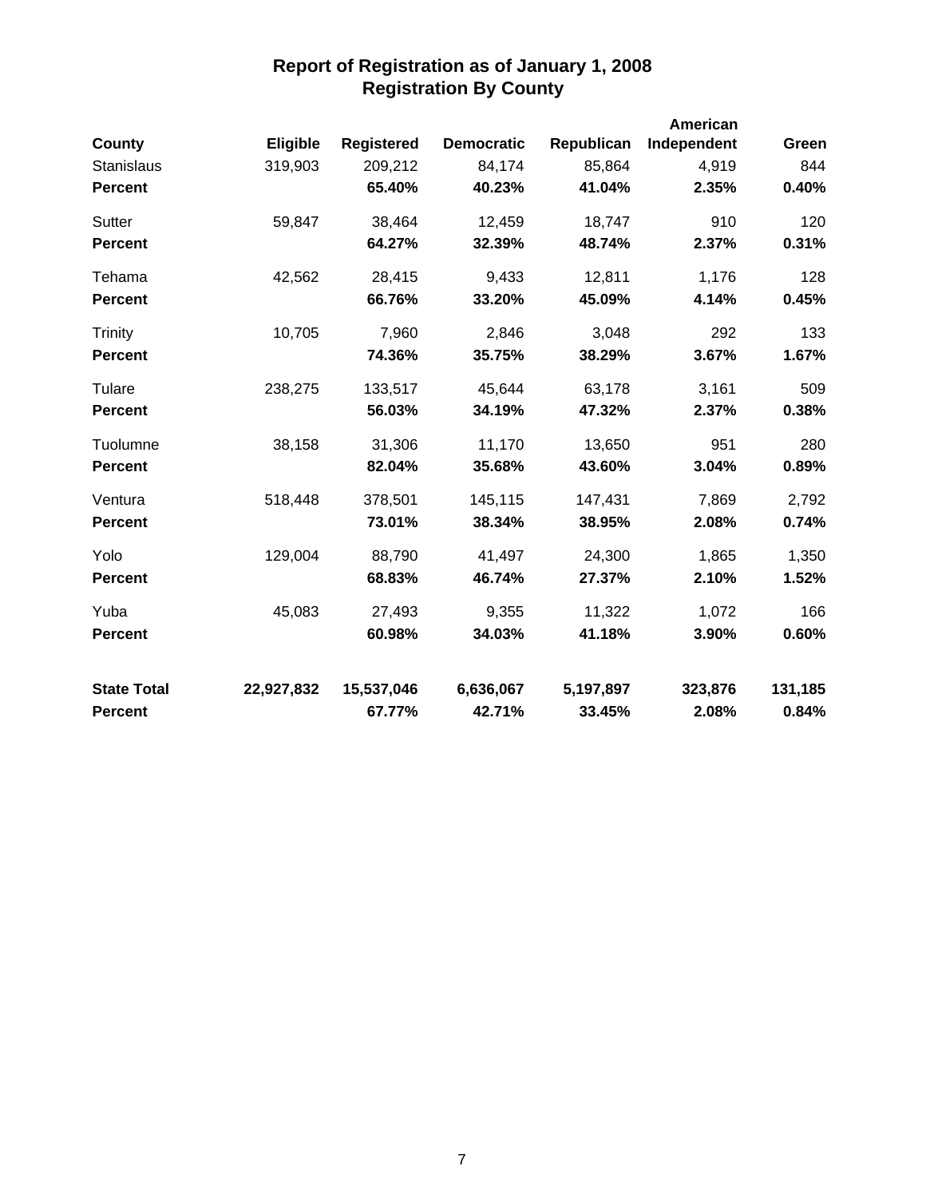# Report of Registration as of January 1, 2008
## Registration By County

| County | Eligible | Registered | Democratic | Republican | American Independent | Green |
|---|---|---|---|---|---|---|
| Stanislaus | 319,903 | 209,212 | 84,174 | 85,864 | 4,919 | 844 |
| **Percent** | | **65.40%** | **40.23%** | **41.04%** | **2.35%** | **0.40%** |
| Sutter | 59,847 | 38,464 | 12,459 | 18,747 | 910 | 120 |
| **Percent** | | **64.27%** | **32.39%** | **48.74%** | **2.37%** | **0.31%** |
| Tehama | 42,562 | 28,415 | 9,433 | 12,811 | 1,176 | 128 |
| **Percent** | | **66.76%** | **33.20%** | **45.09%** | **4.14%** | **0.45%** |
| Trinity | 10,705 | 7,960 | 2,846 | 3,048 | 292 | 133 |
| **Percent** | | **74.36%** | **35.75%** | **38.29%** | **3.67%** | **1.67%** |
| Tulare | 238,275 | 133,517 | 45,644 | 63,178 | 3,161 | 509 |
| **Percent** | | **56.03%** | **34.19%** | **47.32%** | **2.37%** | **0.38%** |
| Tuolumne | 38,158 | 31,306 | 11,170 | 13,650 | 951 | 280 |
| **Percent** | | **82.04%** | **35.68%** | **43.60%** | **3.04%** | **0.89%** |
| Ventura | 518,448 | 378,501 | 145,115 | 147,431 | 7,869 | 2,792 |
| **Percent** | | **73.01%** | **38.34%** | **38.95%** | **2.08%** | **0.74%** |
| Yolo | 129,004 | 88,790 | 41,497 | 24,300 | 1,865 | 1,350 |
| **Percent** | | **68.83%** | **46.74%** | **27.37%** | **2.10%** | **1.52%** |
| Yuba | 45,083 | 27,493 | 9,355 | 11,322 | 1,072 | 166 |
| **Percent** | | **60.98%** | **34.03%** | **41.18%** | **3.90%** | **0.60%** |
| **State Total** | **22,927,832** | **15,537,046** | **6,636,067** | **5,197,897** | **323,876** | **131,185** |
| **Percent** | | **67.77%** | **42.71%** | **33.45%** | **2.08%** | **0.84%** |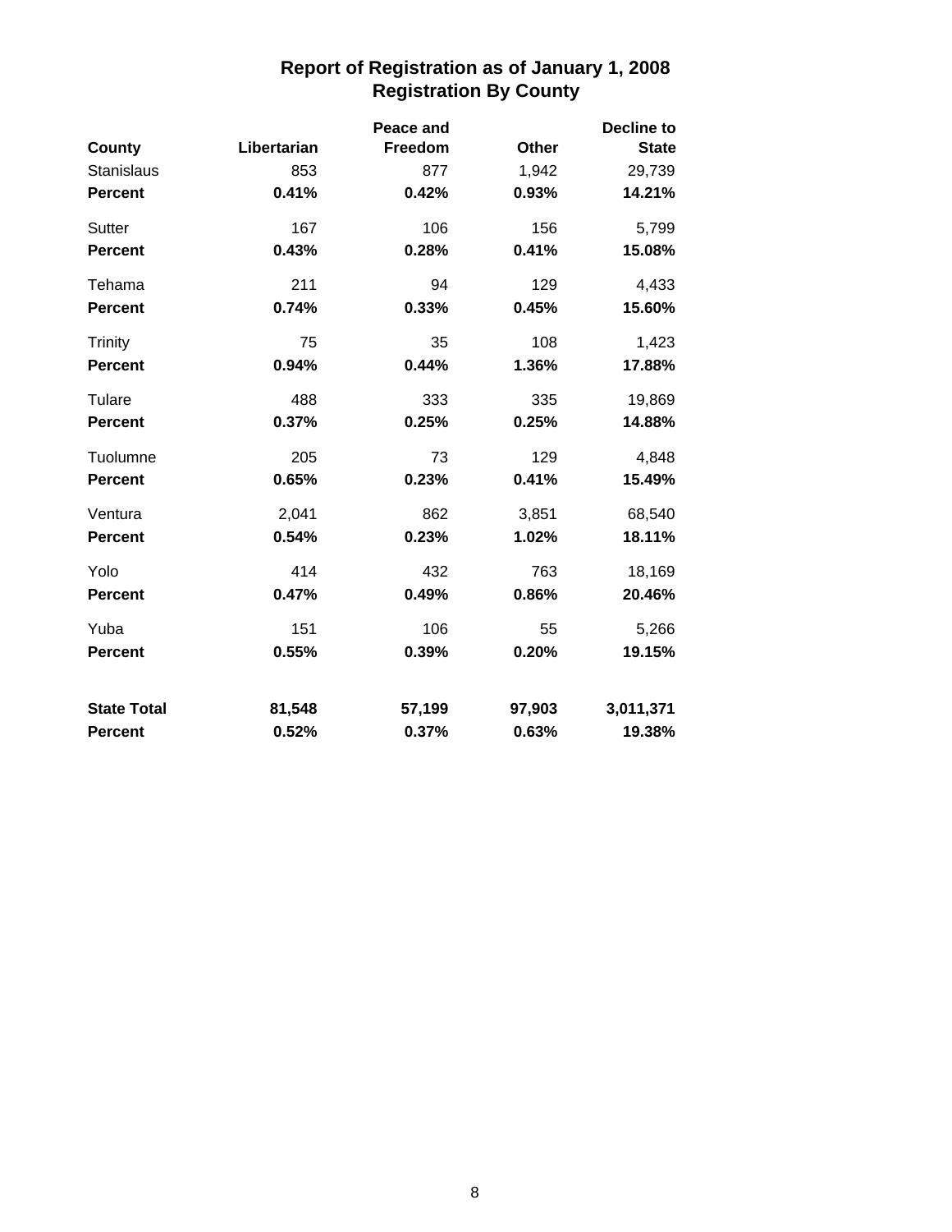# Report of Registration as of January 1, 2008
## Registration By County

| County | Libertarian | Peace and Freedom | Other | Decline to State |
|---|---|---|---|---|
| Stanislaus | 853 | 877 | 1,942 | 29,739 |
| **Percent** | **0.41%** | **0.42%** | **0.93%** | **14.21%** |
| Sutter | 167 | 106 | 156 | 5,799 |
| **Percent** | **0.43%** | **0.28%** | **0.41%** | **15.08%** |
| Tehama | 211 | 94 | 129 | 4,433 |
| **Percent** | **0.74%** | **0.33%** | **0.45%** | **15.60%** |
| Trinity | 75 | 35 | 108 | 1,423 |
| **Percent** | **0.94%** | **0.44%** | **1.36%** | **17.88%** |
| Tulare | 488 | 333 | 335 | 19,869 |
| **Percent** | **0.37%** | **0.25%** | **0.25%** | **14.88%** |
| Tuolumne | 205 | 73 | 129 | 4,848 |
| **Percent** | **0.65%** | **0.23%** | **0.41%** | **15.49%** |
| Ventura | 2,041 | 862 | 3,851 | 68,540 |
| **Percent** | **0.54%** | **0.23%** | **1.02%** | **18.11%** |
| Yolo | 414 | 432 | 763 | 18,169 |
| **Percent** | **0.47%** | **0.49%** | **0.86%** | **20.46%** |
| Yuba | 151 | 106 | 55 | 5,266 |
| **Percent** | **0.55%** | **0.39%** | **0.20%** | **19.15%** |
| **State Total** | **81,548** | **57,199** | **97,903** | **3,011,371** |
| **Percent** | **0.52%** | **0.37%** | **0.63%** | **19.38%** |